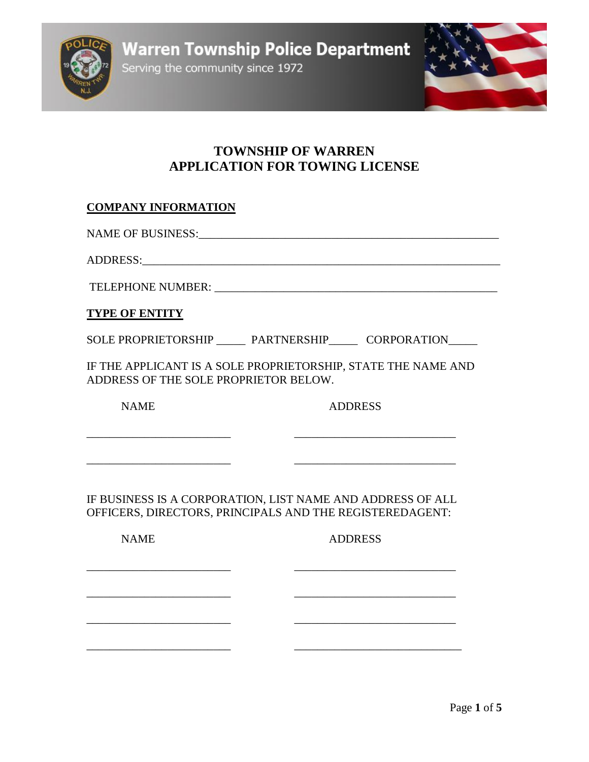Warren Township Police Department

Serving the community since 1972

# TOWNSHIP OF WARREN
# APPLICATION FOR TOWING LICENSE

## COMPANY INFORMATION

NAME OF BUSINESS:\_\_\_\_\_\_\_\_\_\_\_\_\_\_\_\_\_\_\_\_\_\_\_\_\_\_\_\_\_\_\_\_\_\_\_\_\_\_\_\_\_\_\_\_\_\_\_\_\_\_\_\_

ADDRESS:\_\_\_\_\_\_\_\_\_\_\_\_\_\_\_\_\_\_\_\_\_\_\_\_\_\_\_\_\_\_\_\_\_\_\_\_\_\_\_\_\_\_\_\_\_\_\_\_\_\_\_\_\_\_\_\_\_\_\_\_

TELEPHONE NUMBER: \_\_\_\_\_\_\_\_\_\_\_\_\_\_\_\_\_\_\_\_\_\_\_\_\_\_\_\_\_\_\_\_\_\_\_\_\_\_\_\_\_\_\_\_\_\_\_\_

## TYPE OF ENTITY

SOLE PROPRIETORSHIP \_\_\_\_\_ PARTNERSHIP\_\_\_\_\_ CORPORATION\_\_\_\_\_

IF THE APPLICANT IS A SOLE PROPRIETORSHIP, STATE THE NAME AND ADDRESS OF THE SOLE PROPRIETOR BELOW.

| NAME | ADDRESS |
|---|---|
| \_\_\_\_\_\_\_\_\_\_\_\_\_\_\_\_\_\_\_\_\_\_\_\_\_ | \_\_\_\_\_\_\_\_\_\_\_\_\_\_\_\_\_\_\_\_\_\_\_\_\_\_\_\_ |
| \_\_\_\_\_\_\_\_\_\_\_\_\_\_\_\_\_\_\_\_\_\_\_\_\_ | \_\_\_\_\_\_\_\_\_\_\_\_\_\_\_\_\_\_\_\_\_\_\_\_\_\_\_\_ |

IF BUSINESS IS A CORPORATION, LIST NAME AND ADDRESS OF ALL OFFICERS, DIRECTORS, PRINCIPALS AND THE REGISTEREDAGENT:

| NAME | ADDRESS |
|---|---|
| \_\_\_\_\_\_\_\_\_\_\_\_\_\_\_\_\_\_\_\_\_\_\_\_\_ | \_\_\_\_\_\_\_\_\_\_\_\_\_\_\_\_\_\_\_\_\_\_\_\_\_\_\_\_ |
| \_\_\_\_\_\_\_\_\_\_\_\_\_\_\_\_\_\_\_\_\_\_\_\_\_ | \_\_\_\_\_\_\_\_\_\_\_\_\_\_\_\_\_\_\_\_\_\_\_\_\_\_\_\_ |
| \_\_\_\_\_\_\_\_\_\_\_\_\_\_\_\_\_\_\_\_\_\_\_\_\_ | \_\_\_\_\_\_\_\_\_\_\_\_\_\_\_\_\_\_\_\_\_\_\_\_\_\_\_\_ |
| \_\_\_\_\_\_\_\_\_\_\_\_\_\_\_\_\_\_\_\_\_\_\_\_\_ | \_\_\_\_\_\_\_\_\_\_\_\_\_\_\_\_\_\_\_\_\_\_\_\_\_\_\_\_ |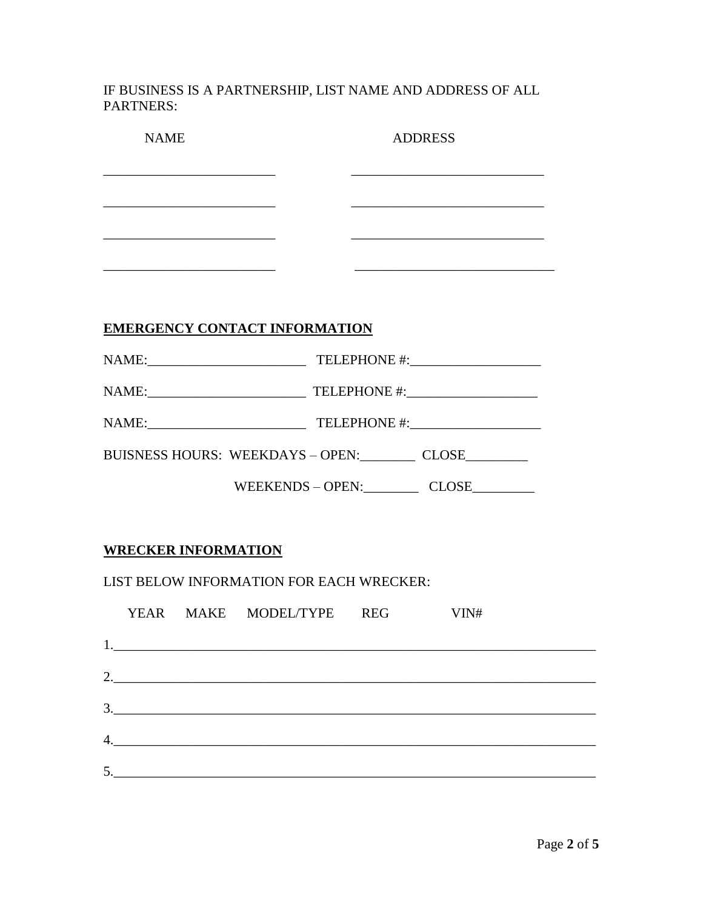IF BUSINESS IS A PARTNERSHIP, LIST NAME AND ADDRESS OF ALL PARTNERS:

| NAME | ADDRESS |
| --- | --- |
| _________________________ | ____________________________ |
| _________________________ | ____________________________ |
| _________________________ | ____________________________ |
| _________________________ | ____________________________ |

## EMERGENCY CONTACT INFORMATION

NAME:_______________________ TELEPHONE #:___________________

NAME:_______________________ TELEPHONE #:___________________

NAME:_______________________ TELEPHONE #:___________________

BUISNESS HOURS: WEEKDAYS – OPEN:________ CLOSE_________

WEEKENDS – OPEN:________ CLOSE_________

## WRECKER INFORMATION

LIST BELOW INFORMATION FOR EACH WRECKER:

YEAR MAKE MODEL/TYPE REG VIN#

1.________________________________________________________________________

2.________________________________________________________________________

3.________________________________________________________________________

4.________________________________________________________________________

5.________________________________________________________________________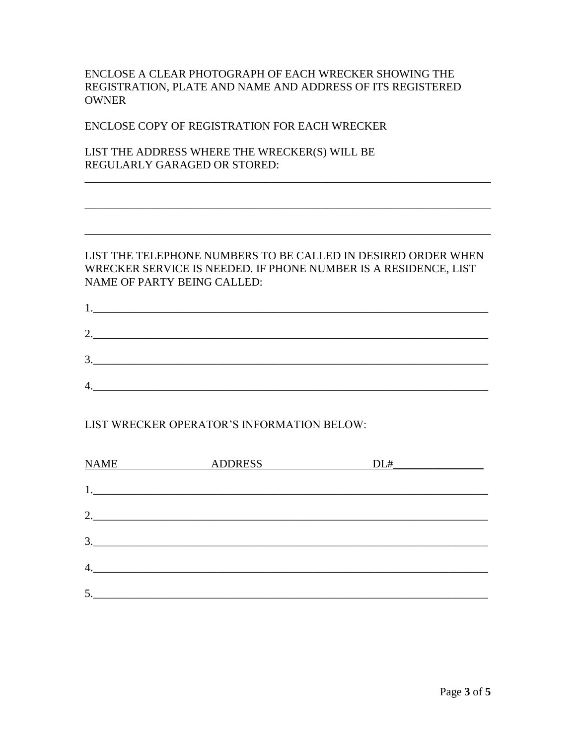ENCLOSE A CLEAR PHOTOGRAPH OF EACH WRECKER SHOWING THE REGISTRATION, PLATE AND NAME AND ADDRESS OF ITS REGISTERED OWNER

ENCLOSE COPY OF REGISTRATION FOR EACH WRECKER

LIST THE ADDRESS WHERE THE WRECKER(S) WILL BE REGULARLY GARAGED OR STORED:

_______________________________________________________________________________

_______________________________________________________________________________

_______________________________________________________________________________

LIST THE TELEPHONE NUMBERS TO BE CALLED IN DESIRED ORDER WHEN WRECKER SERVICE IS NEEDED. IF PHONE NUMBER IS A RESIDENCE, LIST NAME OF PARTY BEING CALLED:

1.____________________________________________________________________________

2.____________________________________________________________________________

3.____________________________________________________________________________

4.____________________________________________________________________________

LIST WRECKER OPERATOR'S INFORMATION BELOW:

| NAME | ADDRESS | DL# |
|---|---|---|
| 1. | | |
| 2. | | |
| 3. | | |
| 4. | | |
| 5. | | |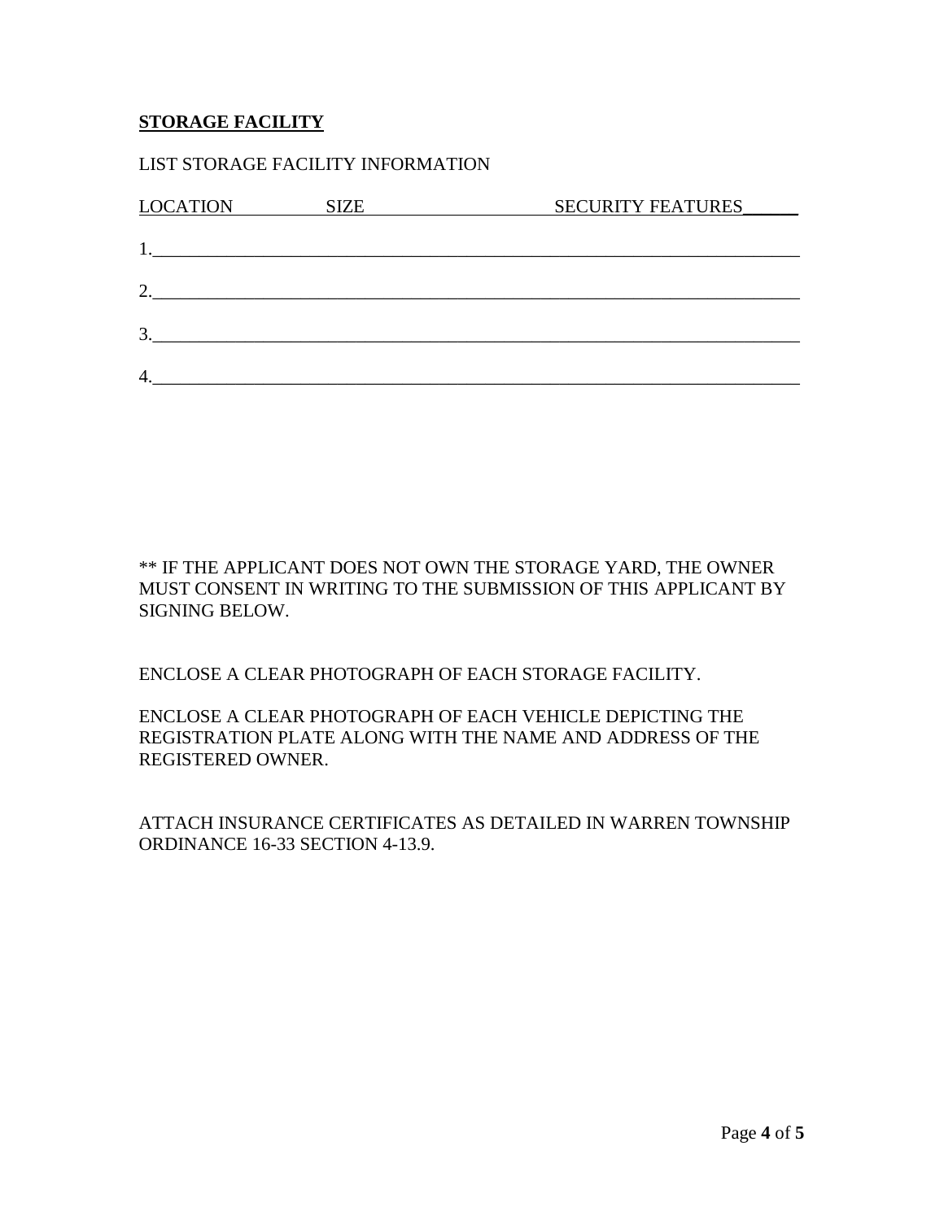**STORAGE FACILITY**

LIST STORAGE FACILITY INFORMATION

| LOCATION | SIZE | SECURITY FEATURES |
|---|---|---|
| 1. | | |
| 2. | | |
| 3. | | |
| 4. | | |

** IF THE APPLICANT DOES NOT OWN THE STORAGE YARD, THE OWNER MUST CONSENT IN WRITING TO THE SUBMISSION OF THIS APPLICANT BY SIGNING BELOW.

ENCLOSE A CLEAR PHOTOGRAPH OF EACH STORAGE FACILITY.

ENCLOSE A CLEAR PHOTOGRAPH OF EACH VEHICLE DEPICTING THE REGISTRATION PLATE ALONG WITH THE NAME AND ADDRESS OF THE REGISTERED OWNER.

ATTACH INSURANCE CERTIFICATES AS DETAILED IN WARREN TOWNSHIP ORDINANCE 16-33 SECTION 4-13.9.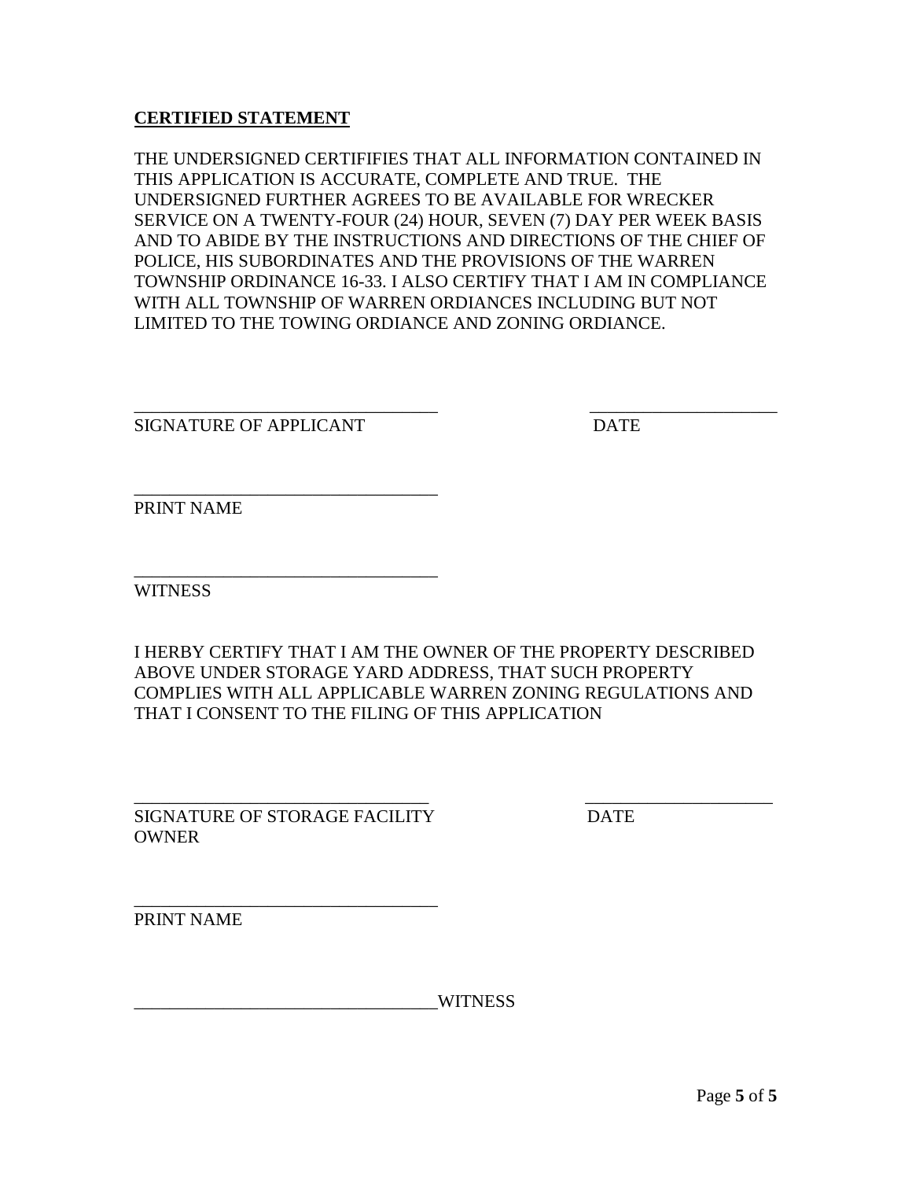**CERTIFIED STATEMENT**

THE UNDERSIGNED CERTIFIFIES THAT ALL INFORMATION CONTAINED IN THIS APPLICATION IS ACCURATE, COMPLETE AND TRUE. THE UNDERSIGNED FURTHER AGREES TO BE AVAILABLE FOR WRECKER SERVICE ON A TWENTY-FOUR (24) HOUR, SEVEN (7) DAY PER WEEK BASIS AND TO ABIDE BY THE INSTRUCTIONS AND DIRECTIONS OF THE CHIEF OF POLICE, HIS SUBORDINATES AND THE PROVISIONS OF THE WARREN TOWNSHIP ORDINANCE 16-33. I ALSO CERTIFY THAT I AM IN COMPLIANCE WITH ALL TOWNSHIP OF WARREN ORDIANCES INCLUDING BUT NOT LIMITED TO THE TOWING ORDIANCE AND ZONING ORDIANCE.

___________________________________ ______________________

SIGNATURE OF APPLICANT DATE

___________________________________

PRINT NAME

___________________________________

WITNESS

I HERBY CERTIFY THAT I AM THE OWNER OF THE PROPERTY DESCRIBED ABOVE UNDER STORAGE YARD ADDRESS, THAT SUCH PROPERTY COMPLIES WITH ALL APPLICABLE WARREN ZONING REGULATIONS AND THAT I CONSENT TO THE FILING OF THIS APPLICATION

___________________________________ ______________________

SIGNATURE OF STORAGE FACILITY OWNER DATE

___________________________________

PRINT NAME

___________________________________WITNESS